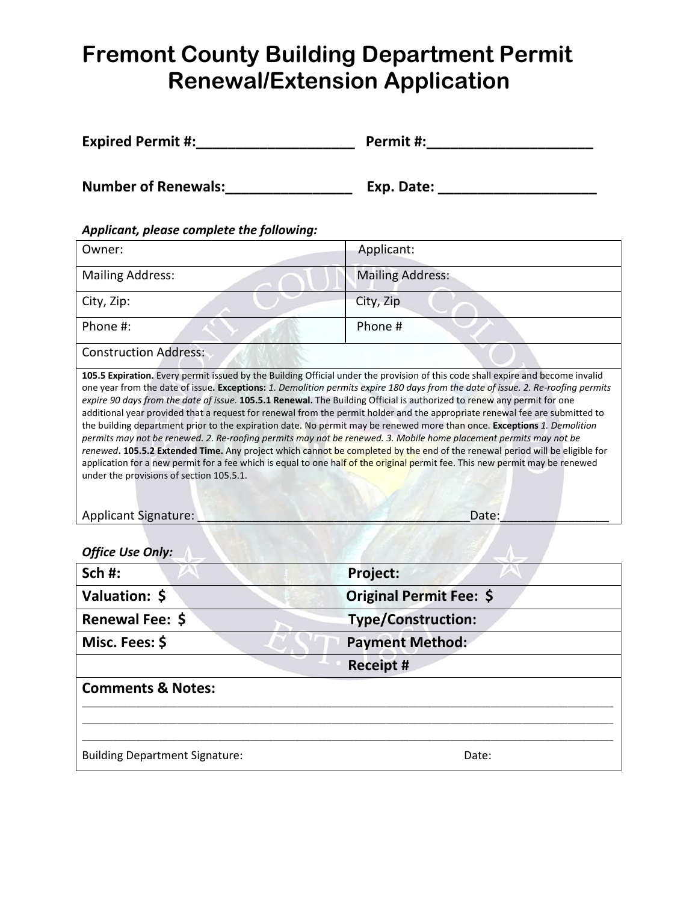# Fremont County Building Department Permit Renewal/Extension Application

**Expired Permit #:____________________ Permit #:_____________________**

**Number of Renewals:________________ Exp. Date: ____________________**

***Applicant, please complete the following:***

| Owner: | Applicant: |
|---|---|
| Mailing Address: | Mailing Address: |
| City, Zip: | City, Zip |
| Phone #: | Phone # |
| Construction Address: | |

**105.5 Expiration.** Every permit issued by the Building Official under the provision of this code shall expire and become invalid one year from the date of issue**. Exceptions:** *1. Demolition permits expire 180 days from the date of issue. 2. Re-roofing permits expire 90 days from the date of issue.* **105.5.1 Renewal.** The Building Official is authorized to renew any permit for one additional year provided that a request for renewal from the permit holder and the appropriate renewal fee are submitted to the building department prior to the expiration date. No permit may be renewed more than once. **Exceptions** *1. Demolition permits may not be renewed. 2. Re-roofing permits may not be renewed. 3. Mobile home placement permits may not be renewed***. 105.5.2 Extended Time.** Any project which cannot be completed by the end of the renewal period will be eligible for application for a new permit for a fee which is equal to one half of the original permit fee. This new permit may be renewed under the provisions of section 105.5.1.

Applicant Signature: _______________________________________Date:_______________

***Office Use Only:***

| **Sch #:** | **Project:** |
|---|---|
| **Valuation: $** | **Original Permit Fee: $** |
| **Renewal Fee: $** | **Type/Construction:** |
| **Misc. Fees: $** | **Payment Method:** |
| | **Receipt #** |

**Comments & Notes:**

_____________________________________________________________________________________

_____________________________________________________________________________________

_____________________________________________________________________________________

Building Department Signature: Date: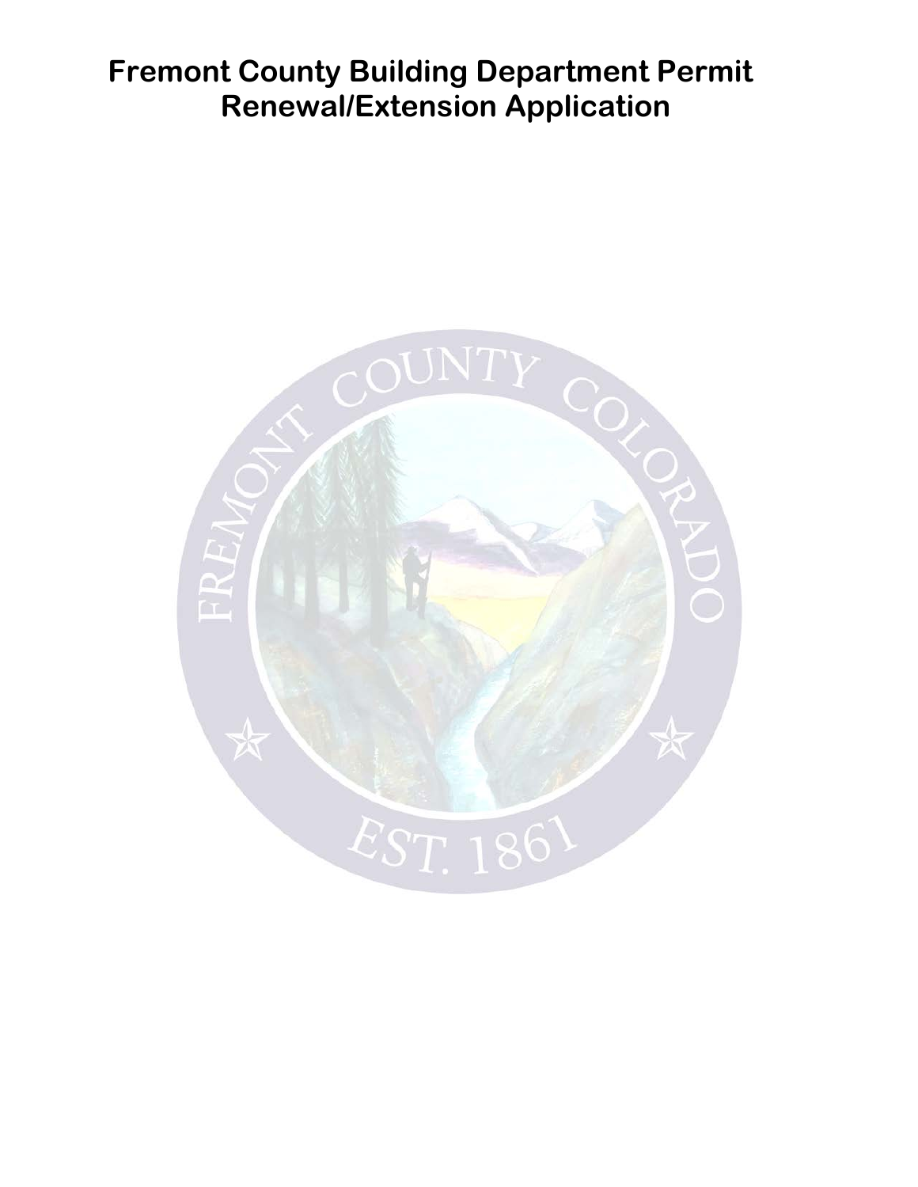# Fremont County Building Department Permit Renewal/Extension Application